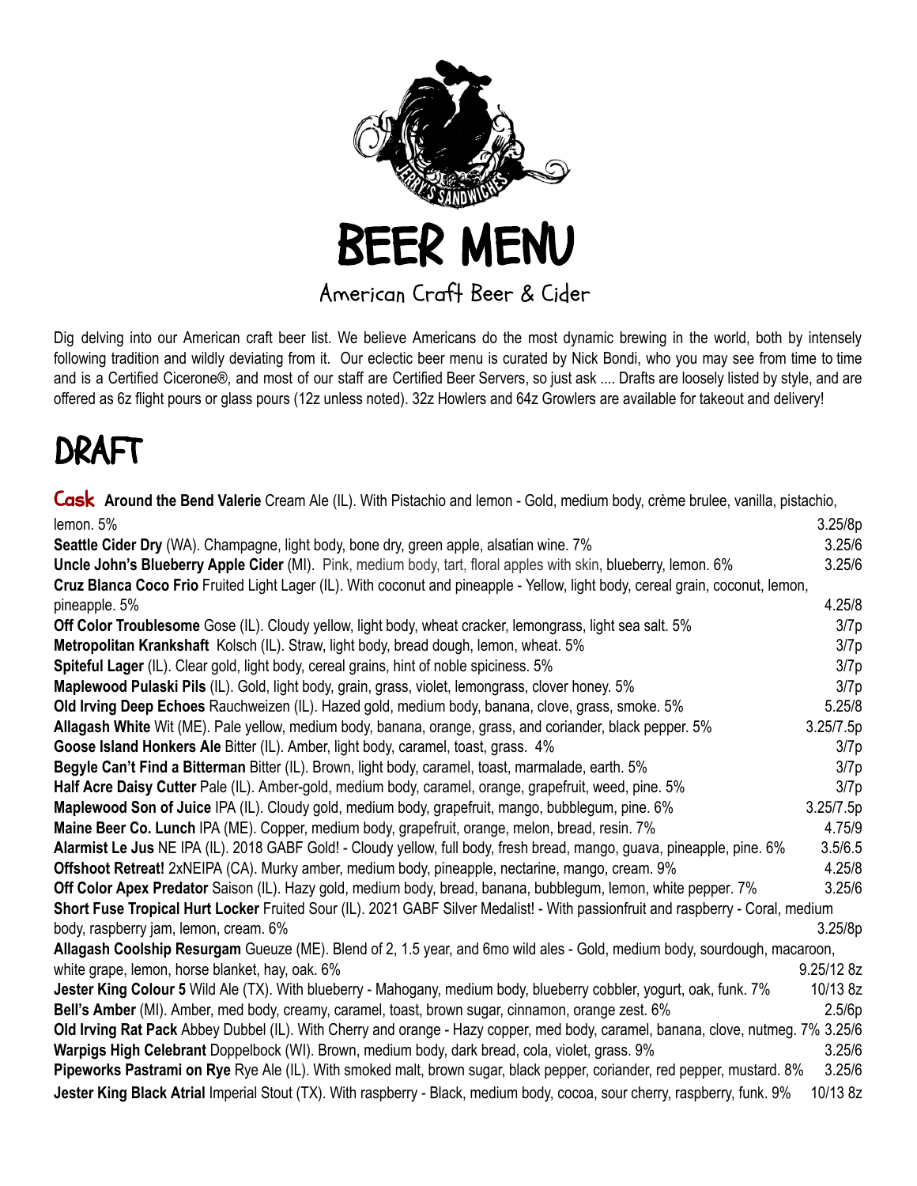# BEER MENU

## American Craft Beer & Cider

Dig delving into our American craft beer list. We believe Americans do the most dynamic brewing in the world, both by intensely following tradition and wildly deviating from it. Our eclectic beer menu is curated by Nick Bondi, who you may see from time to time and is a Certified Cicerone®, and most of our staff are Certified Beer Servers, so just ask .... Drafts are loosely listed by style, and are offered as 6z flight pours or glass pours (12z unless noted). 32z Howlers and 64z Growlers are available for takeout and delivery!

# DRAFT

| Beer | Price |
|---|---|
| **Cask** **Around the Bend Valerie** Cream Ale (IL). With Pistachio and lemon - Gold, medium body, crème brulee, vanilla, pistachio, lemon. 5% | 3.25/8p |
| **Seattle Cider Dry** (WA). Champagne, light body, bone dry, green apple, alsatian wine. 7% | 3.25/6 |
| **Uncle John's Blueberry Apple Cider** (MI). Pink, medium body, tart, floral apples with skin, blueberry, lemon. 6% | 3.25/6 |
| **Cruz Blanca Coco Frio** Fruited Light Lager (IL). With coconut and pineapple - Yellow, light body, cereal grain, coconut, lemon, pineapple. 5% | 4.25/8 |
| **Off Color Troublesome** Gose (IL). Cloudy yellow, light body, wheat cracker, lemongrass, light sea salt. 5% | 3/7p |
| **Metropolitan Krankshaft** Kolsch (IL). Straw, light body, bread dough, lemon, wheat. 5% | 3/7p |
| **Spiteful Lager** (IL). Clear gold, light body, cereal grains, hint of noble spiciness. 5% | 3/7p |
| **Maplewood Pulaski Pils** (IL). Gold, light body, grain, grass, violet, lemongrass, clover honey. 5% | 3/7p |
| **Old Irving Deep Echoes** Rauchweizen (IL). Hazed gold, medium body, banana, clove, grass, smoke. 5% | 5.25/8 |
| **Allagash White** Wit (ME). Pale yellow, medium body, banana, orange, grass, and coriander, black pepper. 5% | 3.25/7.5p |
| **Goose Island Honkers Ale** Bitter (IL). Amber, light body, caramel, toast, grass. 4% | 3/7p |
| **Begyle Can't Find a Bitterman** Bitter (IL). Brown, light body, caramel, toast, marmalade, earth. 5% | 3/7p |
| **Half Acre Daisy Cutter** Pale (IL). Amber-gold, medium body, caramel, orange, grapefruit, weed, pine. 5% | 3/7p |
| **Maplewood Son of Juice** IPA (IL). Cloudy gold, medium body, grapefruit, mango, bubblegum, pine. 6% | 3.25/7.5p |
| **Maine Beer Co. Lunch** IPA (ME). Copper, medium body, grapefruit, orange, melon, bread, resin. 7% | 4.75/9 |
| **Alarmist Le Jus** NE IPA (IL). 2018 GABF Gold! - Cloudy yellow, full body, fresh bread, mango, guava, pineapple, pine. 6% | 3.5/6.5 |
| **Offshoot Retreat!** 2xNEIPA (CA). Murky amber, medium body, pineapple, nectarine, mango, cream. 9% | 4.25/8 |
| **Off Color Apex Predator** Saison (IL). Hazy gold, medium body, bread, banana, bubblegum, lemon, white pepper. 7% | 3.25/6 |
| **Short Fuse Tropical Hurt Locker** Fruited Sour (IL). 2021 GABF Silver Medalist! - With passionfruit and raspberry - Coral, medium body, raspberry jam, lemon, cream. 6% | 3.25/8p |
| **Allagash Coolship Resurgam** Gueuze (ME). Blend of 2, 1.5 year, and 6mo wild ales - Gold, medium body, sourdough, macaroon, white grape, lemon, horse blanket, hay, oak. 6% | 9.25/12 8z |
| **Jester King Colour 5** Wild Ale (TX). With blueberry - Mahogany, medium body, blueberry cobbler, yogurt, oak, funk. 7% | 10/13 8z |
| **Bell's Amber** (MI). Amber, med body, creamy, caramel, toast, brown sugar, cinnamon, orange zest. 6% | 2.5/6p |
| **Old Irving Rat Pack** Abbey Dubbel (IL). With Cherry and orange - Hazy copper, med body, caramel, banana, clove, nutmeg. 7% | 3.25/6 |
| **Warpigs High Celebrant** Doppelbock (WI). Brown, medium body, dark bread, cola, violet, grass. 9% | 3.25/6 |
| **Pipeworks Pastrami on Rye** Rye Ale (IL). With smoked malt, brown sugar, black pepper, coriander, red pepper, mustard. 8% | 3.25/6 |
| **Jester King Black Atrial** Imperial Stout (TX). With raspberry - Black, medium body, cocoa, sour cherry, raspberry, funk. 9% | 10/13 8z |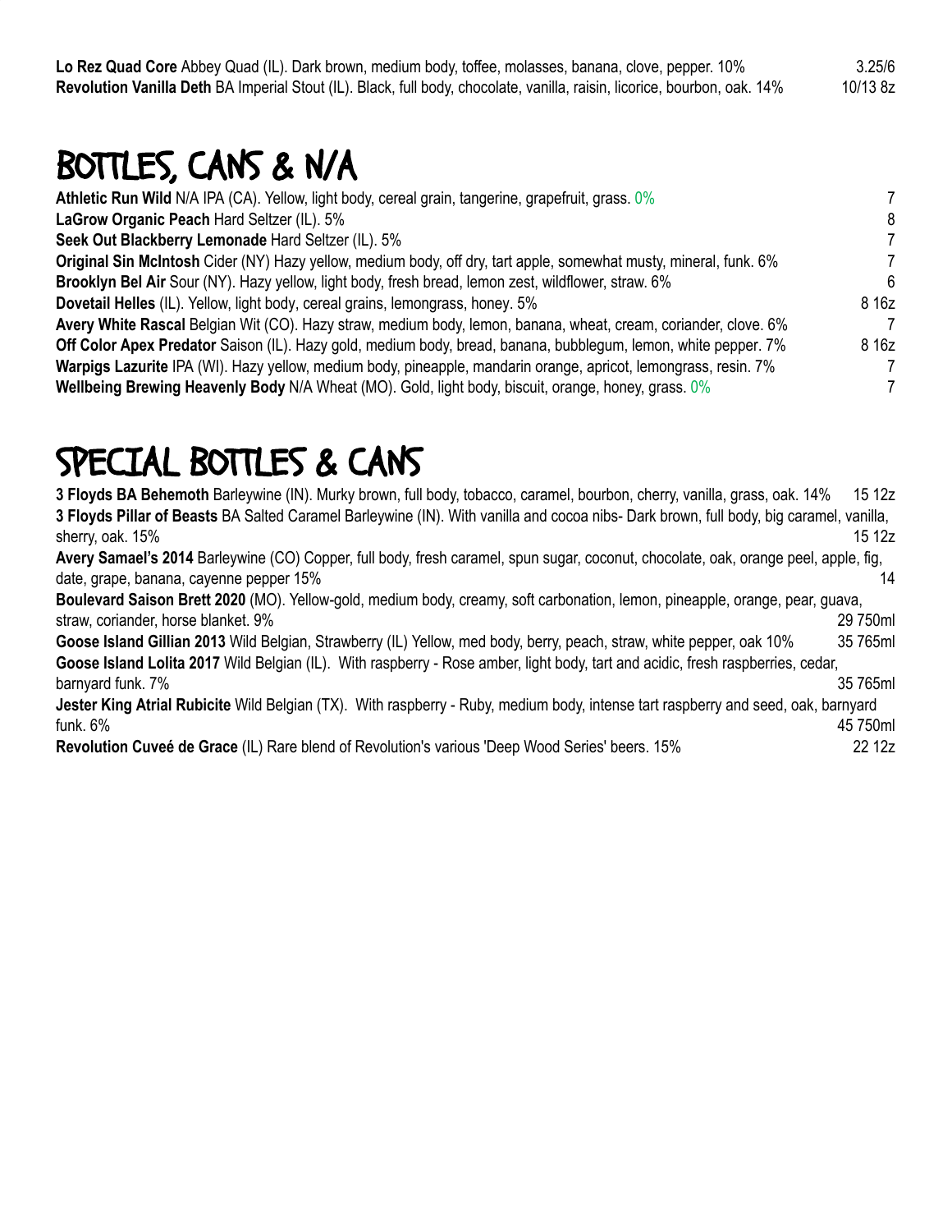**Lo Rez Quad Core** Abbey Quad (IL). Dark brown, medium body, toffee, molasses, banana, clove, pepper. 10% 3.25/6

**Revolution Vanilla Deth** BA Imperial Stout (IL). Black, full body, chocolate, vanilla, raisin, licorice, bourbon, oak. 14% 10/13 8z

# BOTTLES, CANS & N/A

**Athletic Run Wild** N/A IPA (CA). Yellow, light body, cereal grain, tangerine, grapefruit, grass. 0% 7

**LaGrow Organic Peach** Hard Seltzer (IL). 5% 8

**Seek Out Blackberry Lemonade** Hard Seltzer (IL). 5% 7

**Original Sin McIntosh** Cider (NY) Hazy yellow, medium body, off dry, tart apple, somewhat musty, mineral, funk. 6% 7

**Brooklyn Bel Air** Sour (NY). Hazy yellow, light body, fresh bread, lemon zest, wildflower, straw. 6% 6

**Dovetail Helles** (IL). Yellow, light body, cereal grains, lemongrass, honey. 5% 8 16z

**Avery White Rascal** Belgian Wit (CO). Hazy straw, medium body, lemon, banana, wheat, cream, coriander, clove. 6% 7

**Off Color Apex Predator** Saison (IL). Hazy gold, medium body, bread, banana, bubblegum, lemon, white pepper. 7% 8 16z

**Warpigs Lazurite** IPA (WI). Hazy yellow, medium body, pineapple, mandarin orange, apricot, lemongrass, resin. 7% 7

**Wellbeing Brewing Heavenly Body** N/A Wheat (MO). Gold, light body, biscuit, orange, honey, grass. 0% 7

# SPECIAL BOTTLES & CANS

**3 Floyds BA Behemoth** Barleywine (IN). Murky brown, full body, tobacco, caramel, bourbon, cherry, vanilla, grass, oak. 14% 15 12z

**3 Floyds Pillar of Beasts** BA Salted Caramel Barleywine (IN). With vanilla and cocoa nibs- Dark brown, full body, big caramel, vanilla, sherry, oak. 15% 15 12z

**Avery Samael's 2014** Barleywine (CO) Copper, full body, fresh caramel, spun sugar, coconut, chocolate, oak, orange peel, apple, fig, date, grape, banana, cayenne pepper 15% 14

**Boulevard Saison Brett 2020** (MO). Yellow-gold, medium body, creamy, soft carbonation, lemon, pineapple, orange, pear, guava, straw, coriander, horse blanket. 9% 29 750ml

**Goose Island Gillian 2013** Wild Belgian, Strawberry (IL) Yellow, med body, berry, peach, straw, white pepper, oak 10% 35 765ml

**Goose Island Lolita 2017** Wild Belgian (IL). With raspberry - Rose amber, light body, tart and acidic, fresh raspberries, cedar, barnyard funk. 7% 35 765ml

**Jester King Atrial Rubicite** Wild Belgian (TX). With raspberry - Ruby, medium body, intense tart raspberry and seed, oak, barnyard funk. 6% 45 750ml

**Revolution Cuveé de Grace** (IL) Rare blend of Revolution's various 'Deep Wood Series' beers. 15% 22 12z